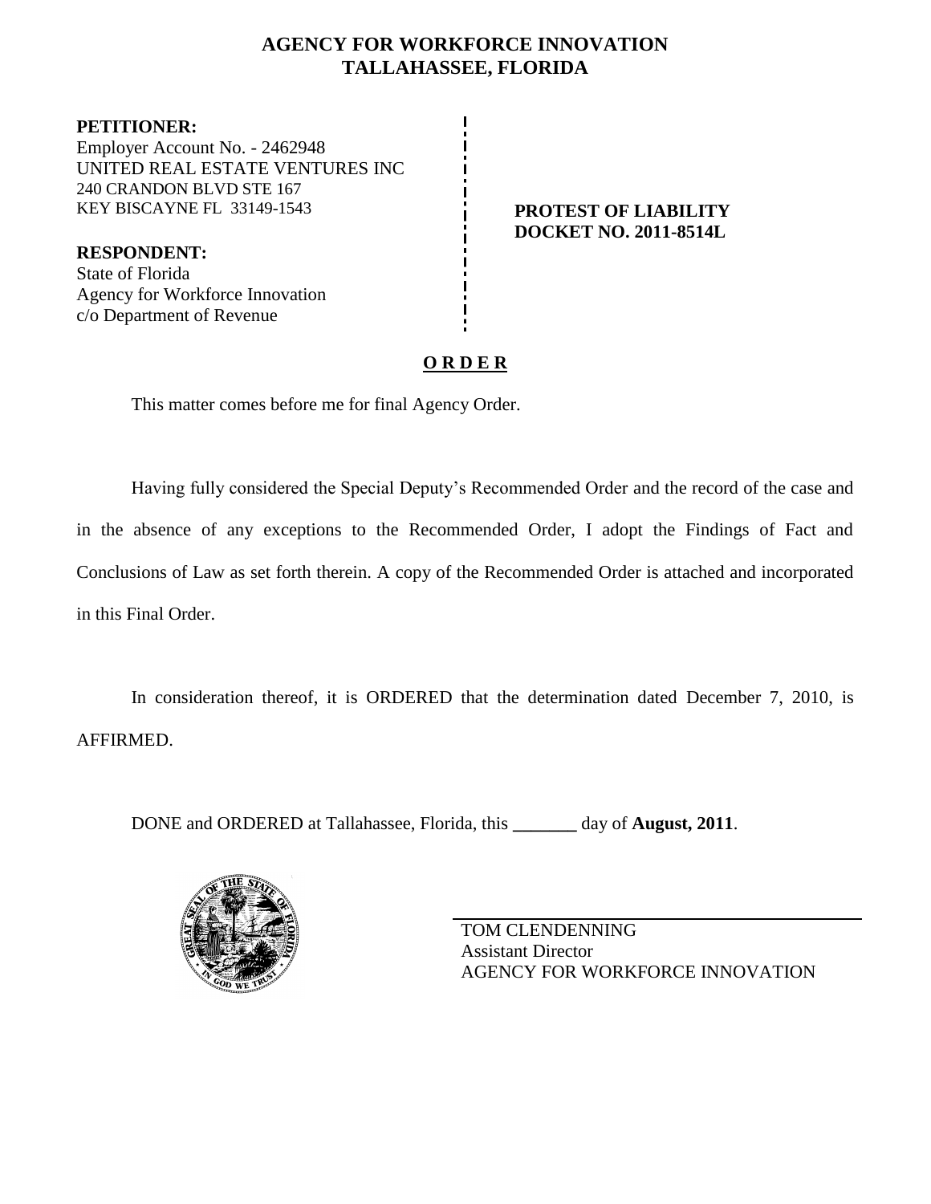# AGENCY FOR WORKFORCE INNOVATION
## TALLAHASSEE, FLORIDA

**PETITIONER:**
Employer Account No. - 2462948
UNITED REAL ESTATE VENTURES INC
240 CRANDON BLVD STE 167
KEY BISCAYNE FL 33149-1543

**RESPONDENT:**
State of Florida
Agency for Workforce Innovation
c/o Department of Revenue

**PROTEST OF LIABILITY**
**DOCKET NO. 2011-8514L**

**O R D E R**

This matter comes before me for final Agency Order.

Having fully considered the Special Deputy's Recommended Order and the record of the case and in the absence of any exceptions to the Recommended Order, I adopt the Findings of Fact and Conclusions of Law as set forth therein. A copy of the Recommended Order is attached and incorporated in this Final Order.

In consideration thereof, it is ORDERED that the determination dated December 7, 2010, is AFFIRMED.

DONE and ORDERED at Tallahassee, Florida, this _______ day of **August, 2011**.

TOM CLENDENNING
Assistant Director
AGENCY FOR WORKFORCE INNOVATION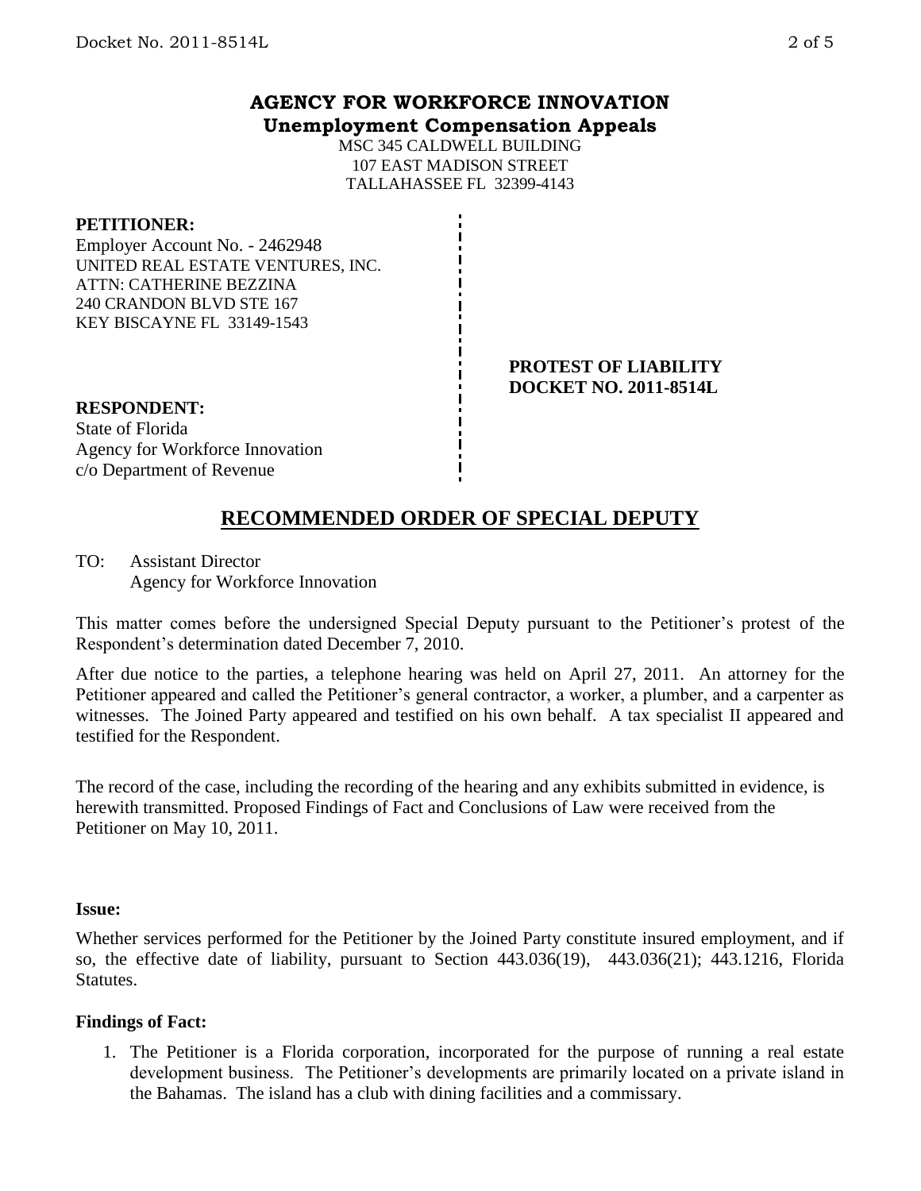## AGENCY FOR WORKFORCE INNOVATION
**Unemployment Compensation Appeals**

MSC 345 CALDWELL BUILDING
107 EAST MADISON STREET
TALLAHASSEE FL 32399-4143

**PETITIONER:**
Employer Account No. - 2462948
UNITED REAL ESTATE VENTURES, INC.
ATTN: CATHERINE BEZZINA
240 CRANDON BLVD STE 167
KEY BISCAYNE FL 33149-1543

**PROTEST OF LIABILITY**
**DOCKET NO. 2011-8514L**

**RESPONDENT:**
State of Florida
Agency for Workforce Innovation
c/o Department of Revenue

## RECOMMENDED ORDER OF SPECIAL DEPUTY

TO: Assistant Director
Agency for Workforce Innovation

This matter comes before the undersigned Special Deputy pursuant to the Petitioner's protest of the Respondent's determination dated December 7, 2010.

After due notice to the parties, a telephone hearing was held on April 27, 2011. An attorney for the Petitioner appeared and called the Petitioner's general contractor, a worker, a plumber, and a carpenter as witnesses. The Joined Party appeared and testified on his own behalf. A tax specialist II appeared and testified for the Respondent.

The record of the case, including the recording of the hearing and any exhibits submitted in evidence, is herewith transmitted. Proposed Findings of Fact and Conclusions of Law were received from the Petitioner on May 10, 2011.

**Issue:**

Whether services performed for the Petitioner by the Joined Party constitute insured employment, and if so, the effective date of liability, pursuant to Section 443.036(19), 443.036(21); 443.1216, Florida Statutes.

**Findings of Fact:**

1. The Petitioner is a Florida corporation, incorporated for the purpose of running a real estate development business. The Petitioner's developments are primarily located on a private island in the Bahamas. The island has a club with dining facilities and a commissary.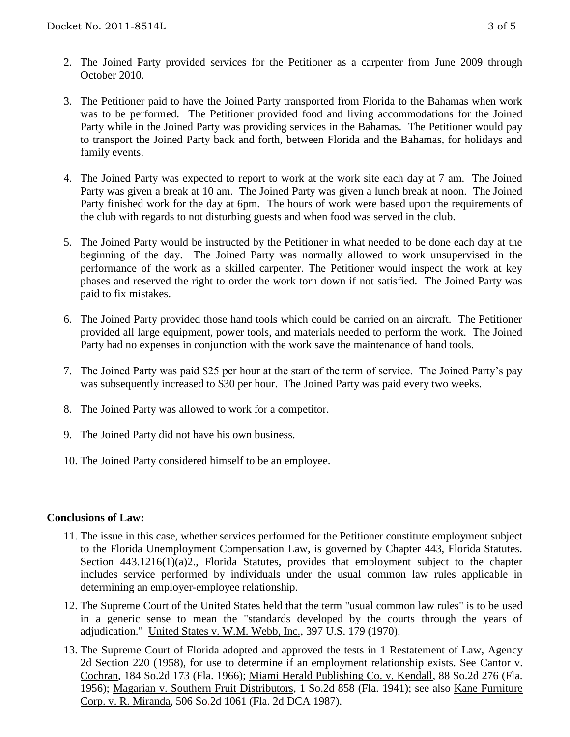2. The Joined Party provided services for the Petitioner as a carpenter from June 2009 through October 2010.

3. The Petitioner paid to have the Joined Party transported from Florida to the Bahamas when work was to be performed. The Petitioner provided food and living accommodations for the Joined Party while in the Joined Party was providing services in the Bahamas. The Petitioner would pay to transport the Joined Party back and forth, between Florida and the Bahamas, for holidays and family events.

4. The Joined Party was expected to report to work at the work site each day at 7 am. The Joined Party was given a break at 10 am. The Joined Party was given a lunch break at noon. The Joined Party finished work for the day at 6pm. The hours of work were based upon the requirements of the club with regards to not disturbing guests and when food was served in the club.

5. The Joined Party would be instructed by the Petitioner in what needed to be done each day at the beginning of the day. The Joined Party was normally allowed to work unsupervised in the performance of the work as a skilled carpenter. The Petitioner would inspect the work at key phases and reserved the right to order the work torn down if not satisfied. The Joined Party was paid to fix mistakes.

6. The Joined Party provided those hand tools which could be carried on an aircraft. The Petitioner provided all large equipment, power tools, and materials needed to perform the work. The Joined Party had no expenses in conjunction with the work save the maintenance of hand tools.

7. The Joined Party was paid $25 per hour at the start of the term of service. The Joined Party's pay was subsequently increased to $30 per hour. The Joined Party was paid every two weeks.

8. The Joined Party was allowed to work for a competitor.

9. The Joined Party did not have his own business.

10. The Joined Party considered himself to be an employee.

**Conclusions of Law:**

11. The issue in this case, whether services performed for the Petitioner constitute employment subject to the Florida Unemployment Compensation Law, is governed by Chapter 443, Florida Statutes. Section 443.1216(1)(a)2., Florida Statutes, provides that employment subject to the chapter includes service performed by individuals under the usual common law rules applicable in determining an employer-employee relationship.

12. The Supreme Court of the United States held that the term "usual common law rules" is to be used in a generic sense to mean the "standards developed by the courts through the years of adjudication." United States v. W.M. Webb, Inc., 397 U.S. 179 (1970).

13. The Supreme Court of Florida adopted and approved the tests in 1 Restatement of Law, Agency 2d Section 220 (1958), for use to determine if an employment relationship exists. See Cantor v. Cochran, 184 So.2d 173 (Fla. 1966); Miami Herald Publishing Co. v. Kendall, 88 So.2d 276 (Fla. 1956); Magarian v. Southern Fruit Distributors, 1 So.2d 858 (Fla. 1941); see also Kane Furniture Corp. v. R. Miranda, 506 So.2d 1061 (Fla. 2d DCA 1987).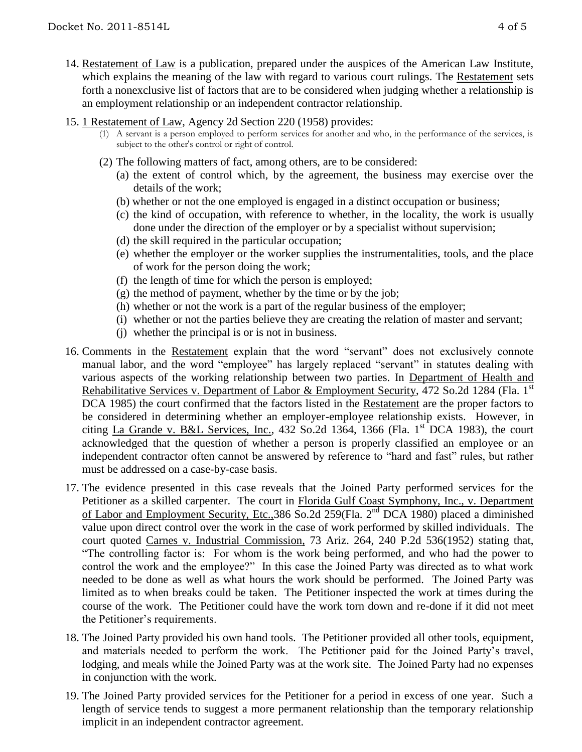14. Restatement of Law is a publication, prepared under the auspices of the American Law Institute, which explains the meaning of the law with regard to various court rulings. The Restatement sets forth a nonexclusive list of factors that are to be considered when judging whether a relationship is an employment relationship or an independent contractor relationship.

15. 1 Restatement of Law, Agency 2d Section 220 (1958) provides:
    (1) A servant is a person employed to perform services for another and who, in the performance of the services, is subject to the other's control or right of control.
    (2) The following matters of fact, among others, are to be considered:
        (a) the extent of control which, by the agreement, the business may exercise over the details of the work;
        (b) whether or not the one employed is engaged in a distinct occupation or business;
        (c) the kind of occupation, with reference to whether, in the locality, the work is usually done under the direction of the employer or by a specialist without supervision;
        (d) the skill required in the particular occupation;
        (e) whether the employer or the worker supplies the instrumentalities, tools, and the place of work for the person doing the work;
        (f) the length of time for which the person is employed;
        (g) the method of payment, whether by the time or by the job;
        (h) whether or not the work is a part of the regular business of the employer;
        (i) whether or not the parties believe they are creating the relation of master and servant;
        (j) whether the principal is or is not in business.

16. Comments in the Restatement explain that the word "servant" does not exclusively connote manual labor, and the word "employee" has largely replaced "servant" in statutes dealing with various aspects of the working relationship between two parties. In Department of Health and Rehabilitative Services v. Department of Labor & Employment Security, 472 So.2d 1284 (Fla. 1st DCA 1985) the court confirmed that the factors listed in the Restatement are the proper factors to be considered in determining whether an employer-employee relationship exists. However, in citing La Grande v. B&L Services, Inc., 432 So.2d 1364, 1366 (Fla. 1st DCA 1983), the court acknowledged that the question of whether a person is properly classified an employee or an independent contractor often cannot be answered by reference to "hard and fast" rules, but rather must be addressed on a case-by-case basis.

17. The evidence presented in this case reveals that the Joined Party performed services for the Petitioner as a skilled carpenter. The court in Florida Gulf Coast Symphony, Inc., v. Department of Labor and Employment Security, Etc.,386 So.2d 259(Fla. 2nd DCA 1980) placed a diminished value upon direct control over the work in the case of work performed by skilled individuals. The court quoted Carnes v. Industrial Commission, 73 Ariz. 264, 240 P.2d 536(1952) stating that, "The controlling factor is: For whom is the work being performed, and who had the power to control the work and the employee?" In this case the Joined Party was directed as to what work needed to be done as well as what hours the work should be performed. The Joined Party was limited as to when breaks could be taken. The Petitioner inspected the work at times during the course of the work. The Petitioner could have the work torn down and re-done if it did not meet the Petitioner's requirements.

18. The Joined Party provided his own hand tools. The Petitioner provided all other tools, equipment, and materials needed to perform the work. The Petitioner paid for the Joined Party's travel, lodging, and meals while the Joined Party was at the work site. The Joined Party had no expenses in conjunction with the work.

19. The Joined Party provided services for the Petitioner for a period in excess of one year. Such a length of service tends to suggest a more permanent relationship than the temporary relationship implicit in an independent contractor agreement.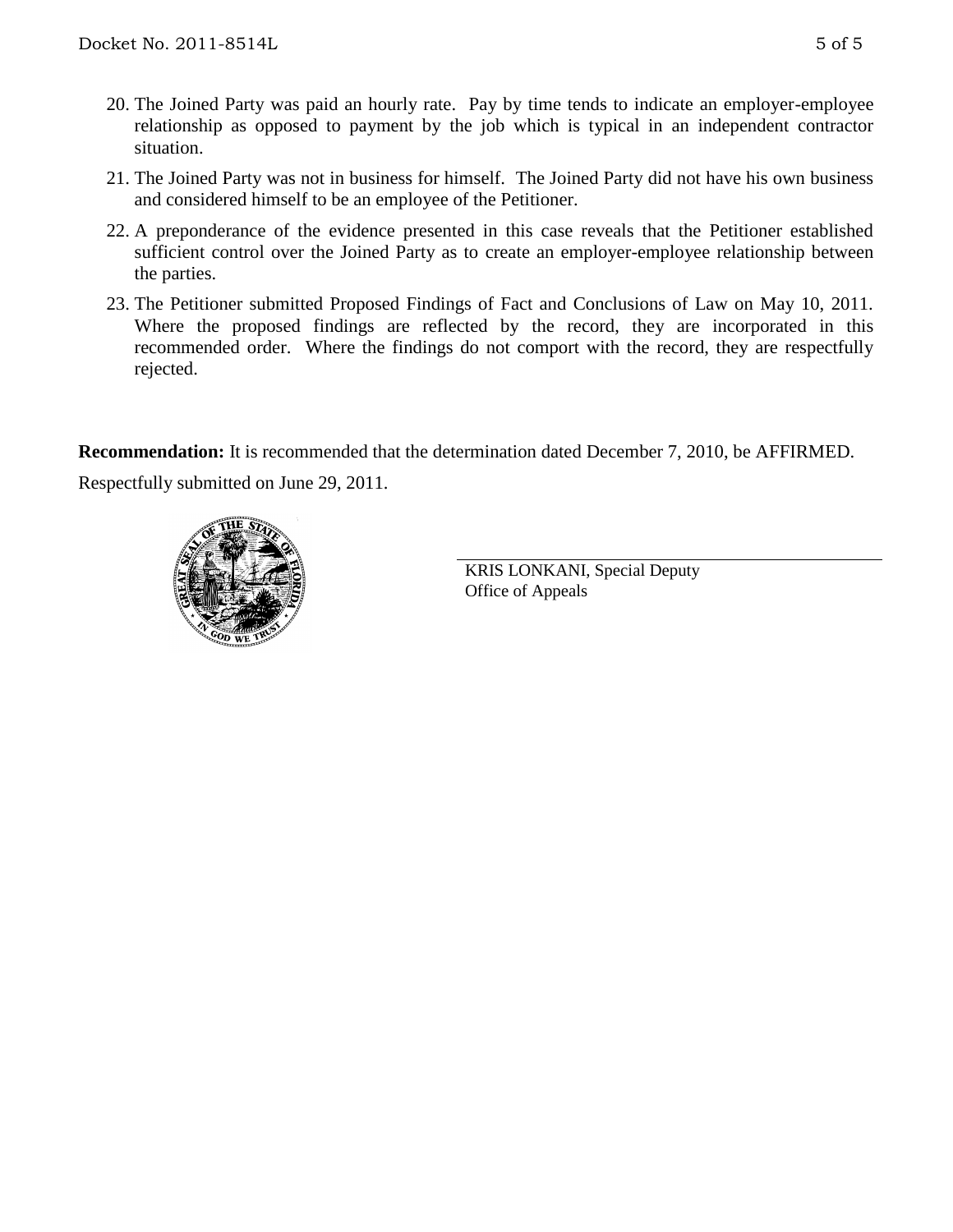20. The Joined Party was paid an hourly rate. Pay by time tends to indicate an employer-employee relationship as opposed to payment by the job which is typical in an independent contractor situation.

21. The Joined Party was not in business for himself. The Joined Party did not have his own business and considered himself to be an employee of the Petitioner.

22. A preponderance of the evidence presented in this case reveals that the Petitioner established sufficient control over the Joined Party as to create an employer-employee relationship between the parties.

23. The Petitioner submitted Proposed Findings of Fact and Conclusions of Law on May 10, 2011. Where the proposed findings are reflected by the record, they are incorporated in this recommended order. Where the findings do not comport with the record, they are respectfully rejected.

**Recommendation:** It is recommended that the determination dated December 7, 2010, be AFFIRMED.

Respectfully submitted on June 29, 2011.

KRIS LONKANI, Special Deputy
Office of Appeals